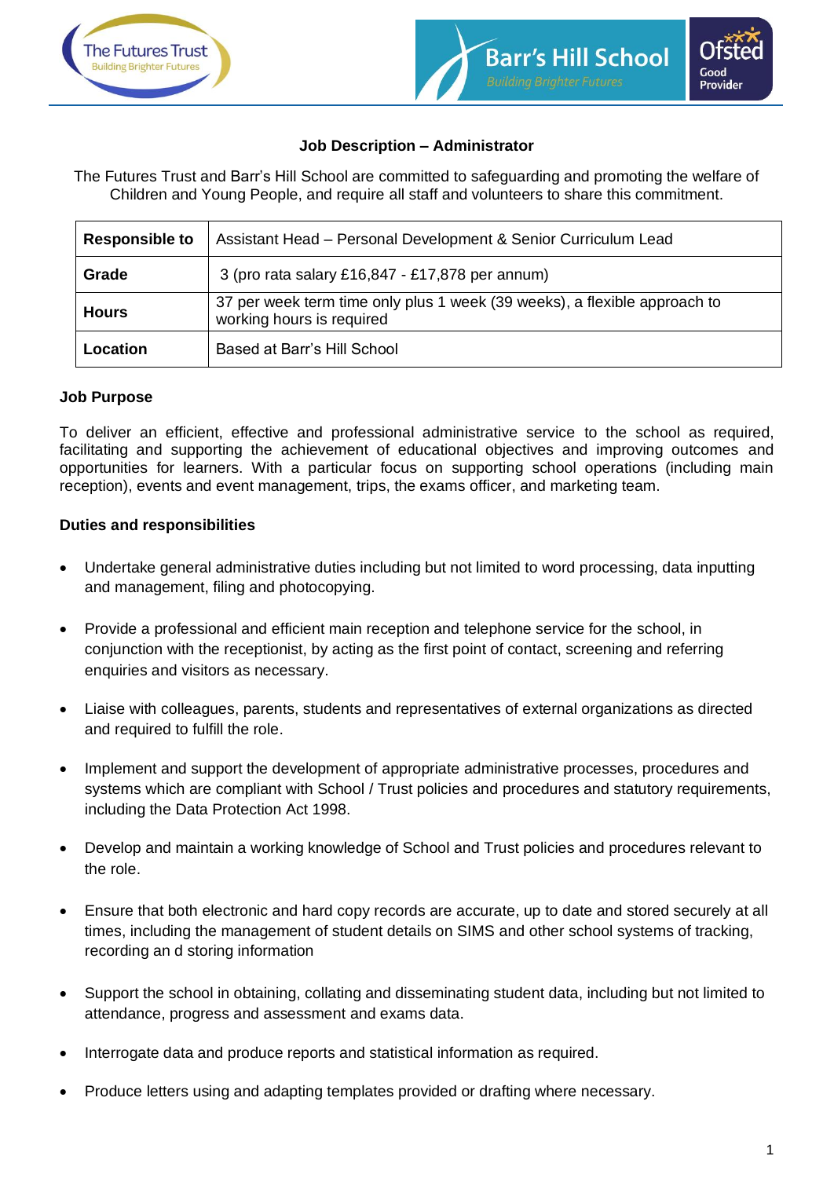# Job Description – Administrator

The Futures Trust and Barr's Hill School are committed to safeguarding and promoting the welfare of Children and Young People, and require all staff and volunteers to share this commitment.

| | |
|---|---|
| **Responsible to** | Assistant Head – Personal Development & Senior Curriculum Lead |
| **Grade** | 3 (pro rata salary £16,847 - £17,878 per annum) |
| **Hours** | 37 per week term time only plus 1 week (39 weeks), a flexible approach to working hours is required |
| **Location** | Based at Barr's Hill School |

## Job Purpose

To deliver an efficient, effective and professional administrative service to the school as required, facilitating and supporting the achievement of educational objectives and improving outcomes and opportunities for learners. With a particular focus on supporting school operations (including main reception), events and event management, trips, the exams officer, and marketing team.

## Duties and responsibilities

- Undertake general administrative duties including but not limited to word processing, data inputting and management, filing and photocopying.
- Provide a professional and efficient main reception and telephone service for the school, in conjunction with the receptionist, by acting as the first point of contact, screening and referring enquiries and visitors as necessary.
- Liaise with colleagues, parents, students and representatives of external organizations as directed and required to fulfill the role.
- Implement and support the development of appropriate administrative processes, procedures and systems which are compliant with School / Trust policies and procedures and statutory requirements, including the Data Protection Act 1998.
- Develop and maintain a working knowledge of School and Trust policies and procedures relevant to the role.
- Ensure that both electronic and hard copy records are accurate, up to date and stored securely at all times, including the management of student details on SIMS and other school systems of tracking, recording an d storing information
- Support the school in obtaining, collating and disseminating student data, including but not limited to attendance, progress and assessment and exams data.
- Interrogate data and produce reports and statistical information as required.
- Produce letters using and adapting templates provided or drafting where necessary.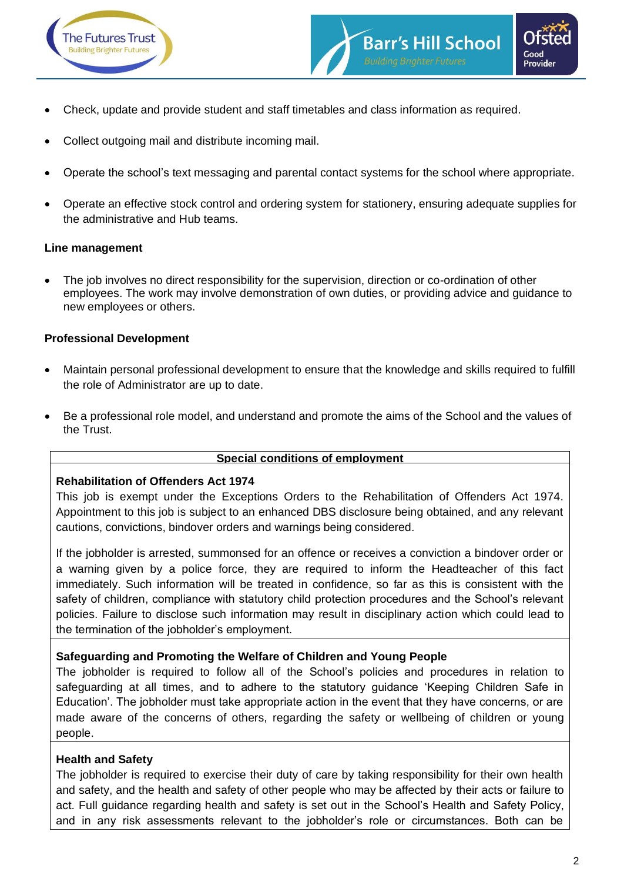- Check, update and provide student and staff timetables and class information as required.
- Collect outgoing mail and distribute incoming mail.
- Operate the school's text messaging and parental contact systems for the school where appropriate.
- Operate an effective stock control and ordering system for stationery, ensuring adequate supplies for the administrative and Hub teams.

**Line management**

- The job involves no direct responsibility for the supervision, direction or co-ordination of other employees. The work may involve demonstration of own duties, or providing advice and guidance to new employees or others.

**Professional Development**

- Maintain personal professional development to ensure that the knowledge and skills required to fulfill the role of Administrator are up to date.
- Be a professional role model, and understand and promote the aims of the School and the values of the Trust.

**Special conditions of employment**

**Rehabilitation of Offenders Act 1974**

This job is exempt under the Exceptions Orders to the Rehabilitation of Offenders Act 1974. Appointment to this job is subject to an enhanced DBS disclosure being obtained, and any relevant cautions, convictions, bindover orders and warnings being considered.

If the jobholder is arrested, summonsed for an offence or receives a conviction a bindover order or a warning given by a police force, they are required to inform the Headteacher of this fact immediately. Such information will be treated in confidence, so far as this is consistent with the safety of children, compliance with statutory child protection procedures and the School's relevant policies. Failure to disclose such information may result in disciplinary action which could lead to the termination of the jobholder's employment.

**Safeguarding and Promoting the Welfare of Children and Young People**

The jobholder is required to follow all of the School's policies and procedures in relation to safeguarding at all times, and to adhere to the statutory guidance 'Keeping Children Safe in Education'. The jobholder must take appropriate action in the event that they have concerns, or are made aware of the concerns of others, regarding the safety or wellbeing of children or young people.

**Health and Safety**

The jobholder is required to exercise their duty of care by taking responsibility for their own health and safety, and the health and safety of other people who may be affected by their acts or failure to act. Full guidance regarding health and safety is set out in the School's Health and Safety Policy, and in any risk assessments relevant to the jobholder's role or circumstances. Both can be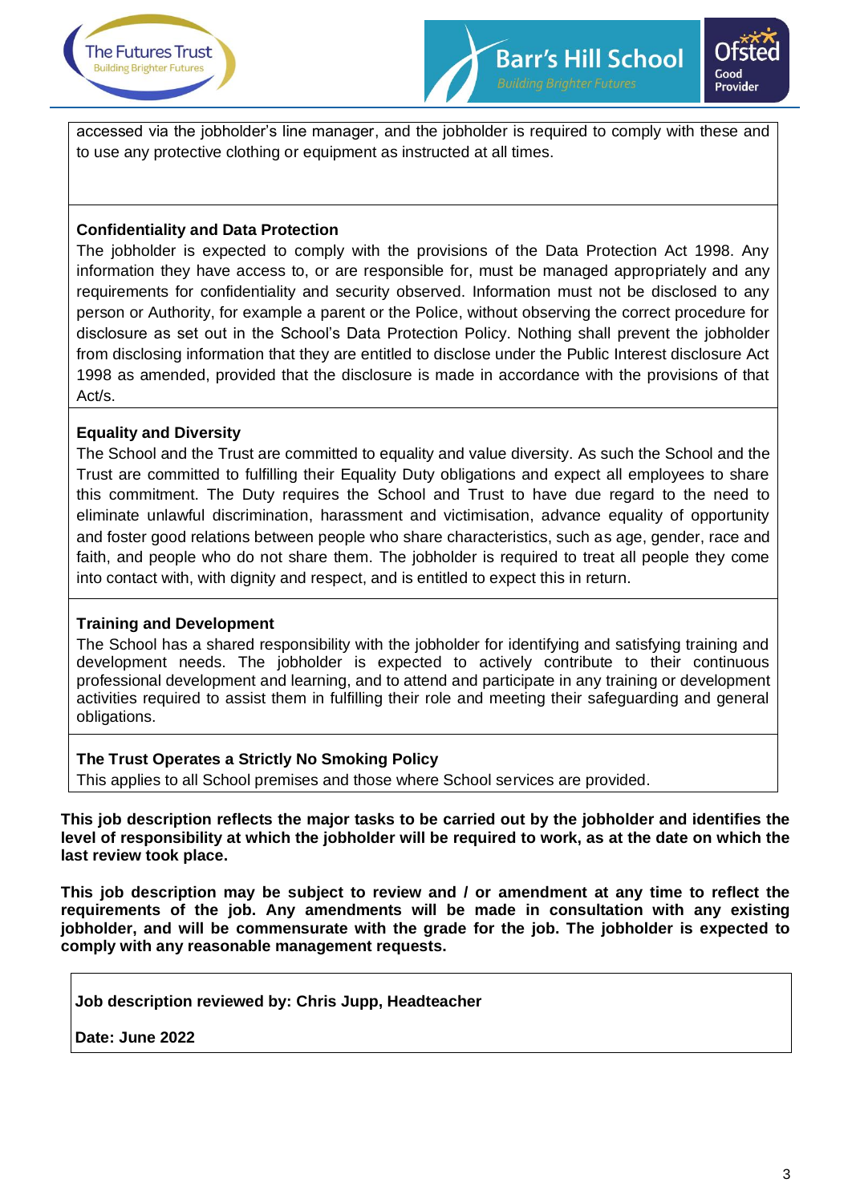accessed via the jobholder's line manager, and the jobholder is required to comply with these and to use any protective clothing or equipment as instructed at all times.

**Confidentiality and Data Protection**

The jobholder is expected to comply with the provisions of the Data Protection Act 1998. Any information they have access to, or are responsible for, must be managed appropriately and any requirements for confidentiality and security observed. Information must not be disclosed to any person or Authority, for example a parent or the Police, without observing the correct procedure for disclosure as set out in the School's Data Protection Policy. Nothing shall prevent the jobholder from disclosing information that they are entitled to disclose under the Public Interest disclosure Act 1998 as amended, provided that the disclosure is made in accordance with the provisions of that Act/s.

**Equality and Diversity**

The School and the Trust are committed to equality and value diversity. As such the School and the Trust are committed to fulfilling their Equality Duty obligations and expect all employees to share this commitment. The Duty requires the School and Trust to have due regard to the need to eliminate unlawful discrimination, harassment and victimisation, advance equality of opportunity and foster good relations between people who share characteristics, such as age, gender, race and faith, and people who do not share them. The jobholder is required to treat all people they come into contact with, with dignity and respect, and is entitled to expect this in return.

**Training and Development**

The School has a shared responsibility with the jobholder for identifying and satisfying training and development needs. The jobholder is expected to actively contribute to their continuous professional development and learning, and to attend and participate in any training or development activities required to assist them in fulfilling their role and meeting their safeguarding and general obligations.

**The Trust Operates a Strictly No Smoking Policy**

This applies to all School premises and those where School services are provided.

**This job description reflects the major tasks to be carried out by the jobholder and identifies the level of responsibility at which the jobholder will be required to work, as at the date on which the last review took place.**

**This job description may be subject to review and / or amendment at any time to reflect the requirements of the job. Any amendments will be made in consultation with any existing jobholder, and will be commensurate with the grade for the job. The jobholder is expected to comply with any reasonable management requests.**

**Job description reviewed by: Chris Jupp, Headteacher**

**Date: June 2022**